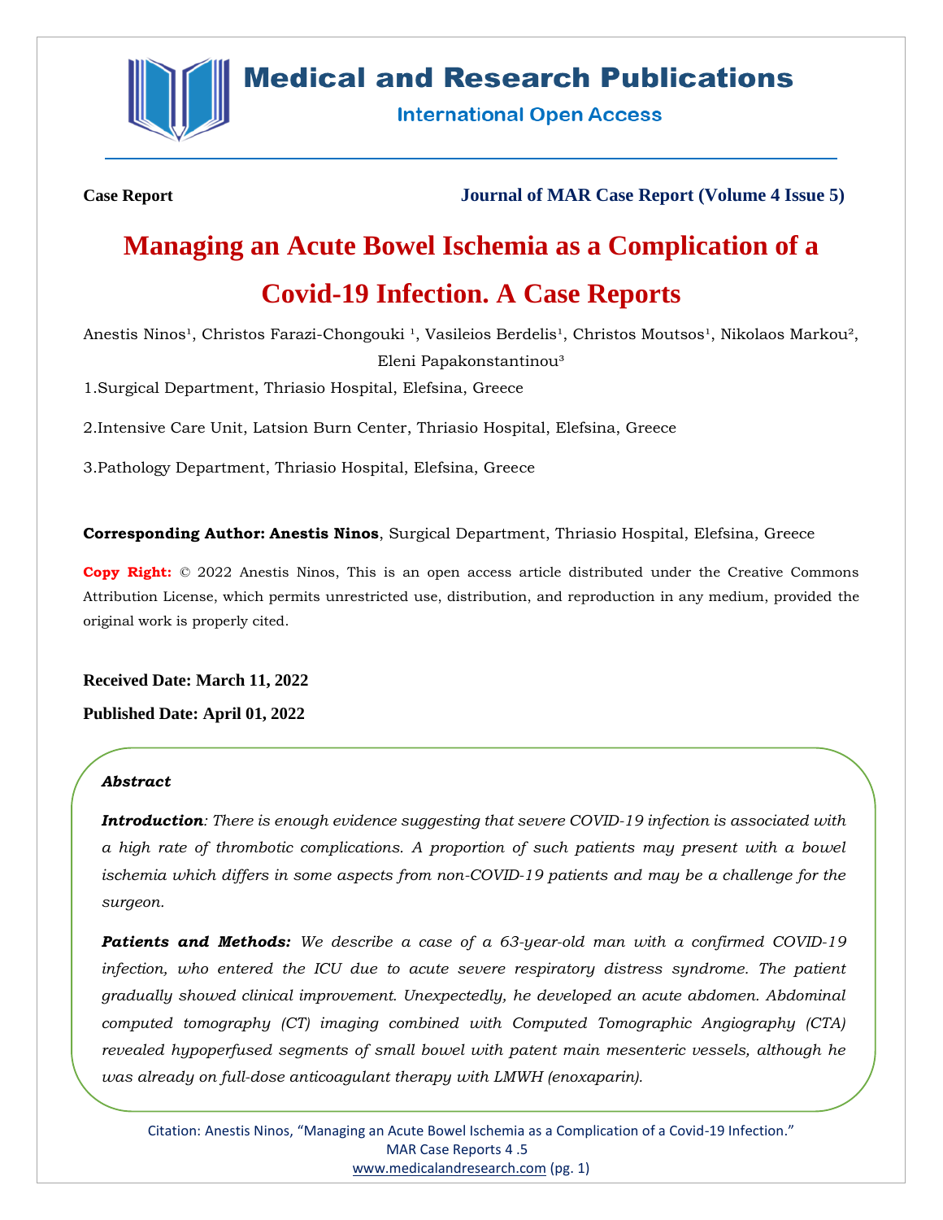Case Report

Journal of MAR Case Report (Volume 4 Issue 5)

# Managing an Acute Bowel Ischemia as a Complication of a Covid-19 Infection. A Case Reports

Anestis Ninos[1], Christos Farazi-Chongouki [1], Vasileios Berdelis[1], Christos Moutsos[1], Nikolaos Markou[2], Eleni Papakonstantinou[3]

1.Surgical Department, Thriasio Hospital, Elefsina, Greece

2.Intensive Care Unit, Latsion Burn Center, Thriasio Hospital, Elefsina, Greece

3.Pathology Department, Thriasio Hospital, Elefsina, Greece

**Corresponding Author: Anestis Ninos**, Surgical Department, Thriasio Hospital, Elefsina, Greece

**Copy Right:** © 2022 Anestis Ninos, This is an open access article distributed under the Creative Commons Attribution License, which permits unrestricted use, distribution, and reproduction in any medium, provided the original work is properly cited.

**Received Date: March 11, 2022**

**Published Date: April 01, 2022**

***Abstract***

***Introduction****: There is enough evidence suggesting that severe COVID-19 infection is associated with a high rate of thrombotic complications. A proportion of such patients may present with a bowel ischemia which differs in some aspects from non-COVID-19 patients and may be a challenge for the surgeon.*

***Patients and Methods:*** *We describe a case of a 63-year-old man with a confirmed COVID-19 infection, who entered the ICU due to acute severe respiratory distress syndrome. The patient gradually showed clinical improvement. Unexpectedly, he developed an acute abdomen. Abdominal computed tomography (CT) imaging combined with Computed Tomographic Angiography (CTA) revealed hypoperfused segments of small bowel with patent main mesenteric vessels, although he was already on full-dose anticoagulant therapy with LMWH (enoxaparin).*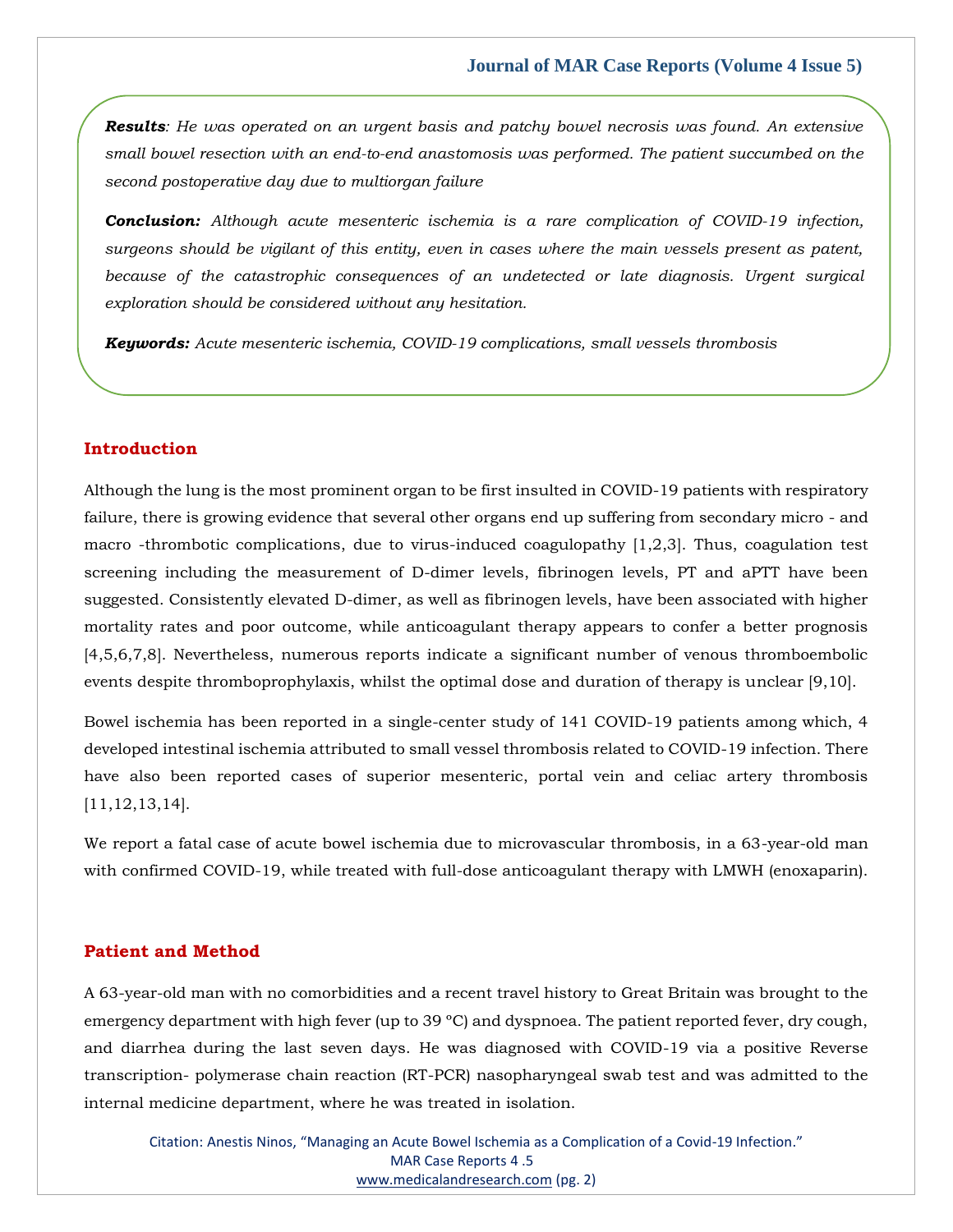***Results**: He was operated on an urgent basis and patchy bowel necrosis was found. An extensive small bowel resection with an end-to-end anastomosis was performed. The patient succumbed on the second postoperative day due to multiorgan failure*

***Conclusion:** Although acute mesenteric ischemia is a rare complication of COVID-19 infection, surgeons should be vigilant of this entity, even in cases where the main vessels present as patent, because of the catastrophic consequences of an undetected or late diagnosis. Urgent surgical exploration should be considered without any hesitation.*

***Keywords:** Acute mesenteric ischemia, COVID-19 complications, small vessels thrombosis*

## Introduction

Although the lung is the most prominent organ to be first insulted in COVID-19 patients with respiratory failure, there is growing evidence that several other organs end up suffering from secondary micro - and macro -thrombotic complications, due to virus-induced coagulopathy [1,2,3]. Thus, coagulation test screening including the measurement of D-dimer levels, fibrinogen levels, PT and aPTT have been suggested. Consistently elevated D-dimer, as well as fibrinogen levels, have been associated with higher mortality rates and poor outcome, while anticoagulant therapy appears to confer a better prognosis [4,5,6,7,8]. Nevertheless, numerous reports indicate a significant number of venous thromboembolic events despite thromboprophylaxis, whilst the optimal dose and duration of therapy is unclear [9,10].

Bowel ischemia has been reported in a single-center study of 141 COVID-19 patients among which, 4 developed intestinal ischemia attributed to small vessel thrombosis related to COVID-19 infection. There have also been reported cases of superior mesenteric, portal vein and celiac artery thrombosis [11,12,13,14].

We report a fatal case of acute bowel ischemia due to microvascular thrombosis, in a 63-year-old man with confirmed COVID-19, while treated with full-dose anticoagulant therapy with LMWH (enoxaparin).

## Patient and Method

A 63-year-old man with no comorbidities and a recent travel history to Great Britain was brought to the emergency department with high fever (up to 39 °C) and dyspnoea. The patient reported fever, dry cough, and diarrhea during the last seven days. He was diagnosed with COVID-19 via a positive Reverse transcription- polymerase chain reaction (RT-PCR) nasopharyngeal swab test and was admitted to the internal medicine department, where he was treated in isolation.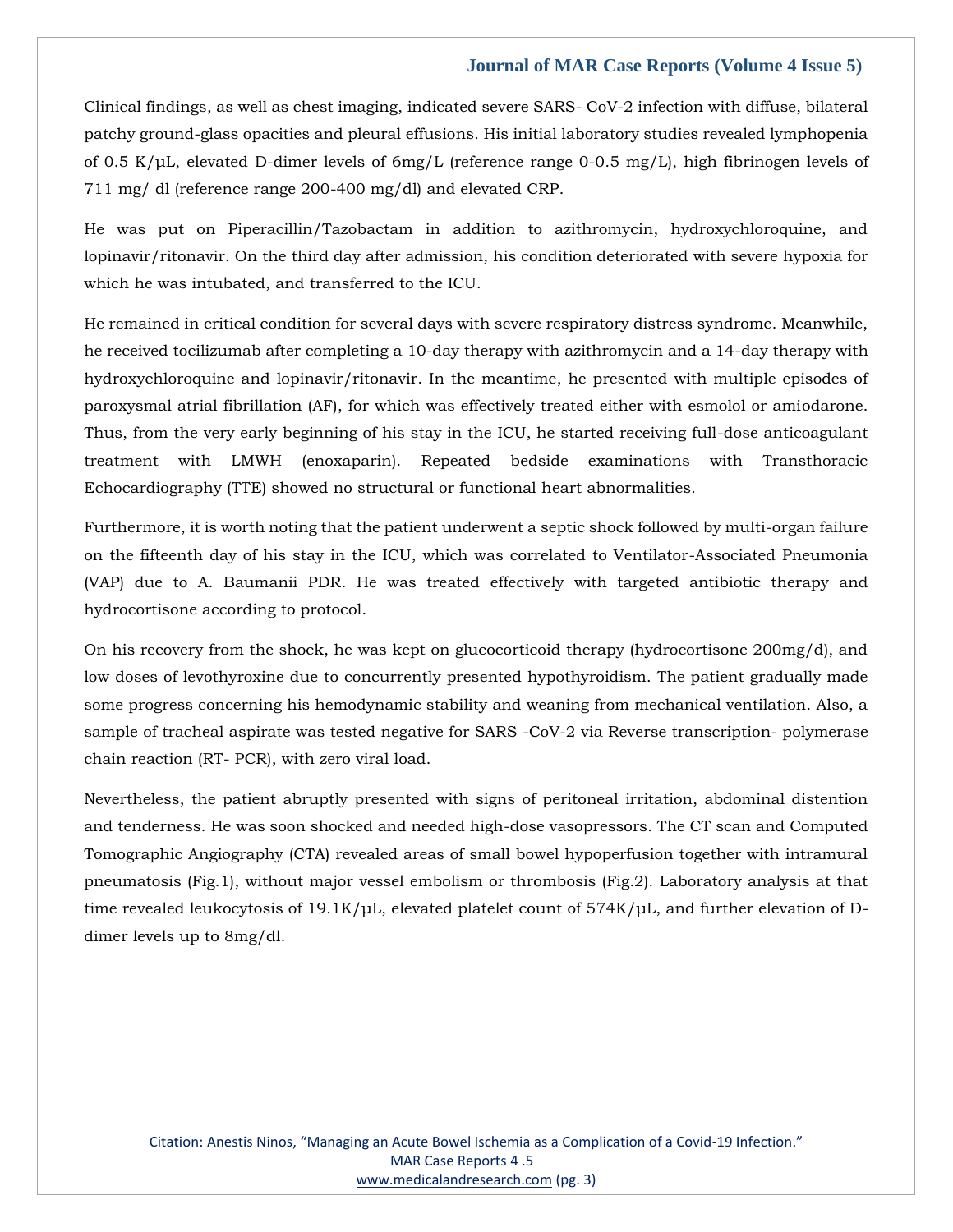Clinical findings, as well as chest imaging, indicated severe SARS- CoV-2 infection with diffuse, bilateral patchy ground-glass opacities and pleural effusions. His initial laboratory studies revealed lymphopenia of 0.5 K/μL, elevated D-dimer levels of 6mg/L (reference range 0-0.5 mg/L), high fibrinogen levels of 711 mg/ dl (reference range 200-400 mg/dl) and elevated CRP.

He was put on Piperacillin/Tazobactam in addition to azithromycin, hydroxychloroquine, and lopinavir/ritonavir. On the third day after admission, his condition deteriorated with severe hypoxia for which he was intubated, and transferred to the ICU.

He remained in critical condition for several days with severe respiratory distress syndrome. Meanwhile, he received tocilizumab after completing a 10-day therapy with azithromycin and a 14-day therapy with hydroxychloroquine and lopinavir/ritonavir. In the meantime, he presented with multiple episodes of paroxysmal atrial fibrillation (AF), for which was effectively treated either with esmolol or amiodarone. Thus, from the very early beginning of his stay in the ICU, he started receiving full-dose anticoagulant treatment with LMWH (enoxaparin). Repeated bedside examinations with Transthoracic Echocardiography (TTE) showed no structural or functional heart abnormalities.

Furthermore, it is worth noting that the patient underwent a septic shock followed by multi-organ failure on the fifteenth day of his stay in the ICU, which was correlated to Ventilator-Associated Pneumonia (VAP) due to A. Baumanii PDR. He was treated effectively with targeted antibiotic therapy and hydrocortisone according to protocol.

On his recovery from the shock, he was kept on glucocorticoid therapy (hydrocortisone 200mg/d), and low doses of levothyroxine due to concurrently presented hypothyroidism. The patient gradually made some progress concerning his hemodynamic stability and weaning from mechanical ventilation. Also, a sample of tracheal aspirate was tested negative for SARS -CoV-2 via Reverse transcription- polymerase chain reaction (RT- PCR), with zero viral load.

Nevertheless, the patient abruptly presented with signs of peritoneal irritation, abdominal distention and tenderness. He was soon shocked and needed high-dose vasopressors. The CT scan and Computed Tomographic Angiography (CTA) revealed areas of small bowel hypoperfusion together with intramural pneumatosis (Fig.1), without major vessel embolism or thrombosis (Fig.2). Laboratory analysis at that time revealed leukocytosis of 19.1K/μL, elevated platelet count of 574K/μL, and further elevation of D-dimer levels up to 8mg/dl.

Citation: Anestis Ninos, "Managing an Acute Bowel Ischemia as a Complication of a Covid-19 Infection." MAR Case Reports 4 .5
www.medicalandresearch.com (pg. 3)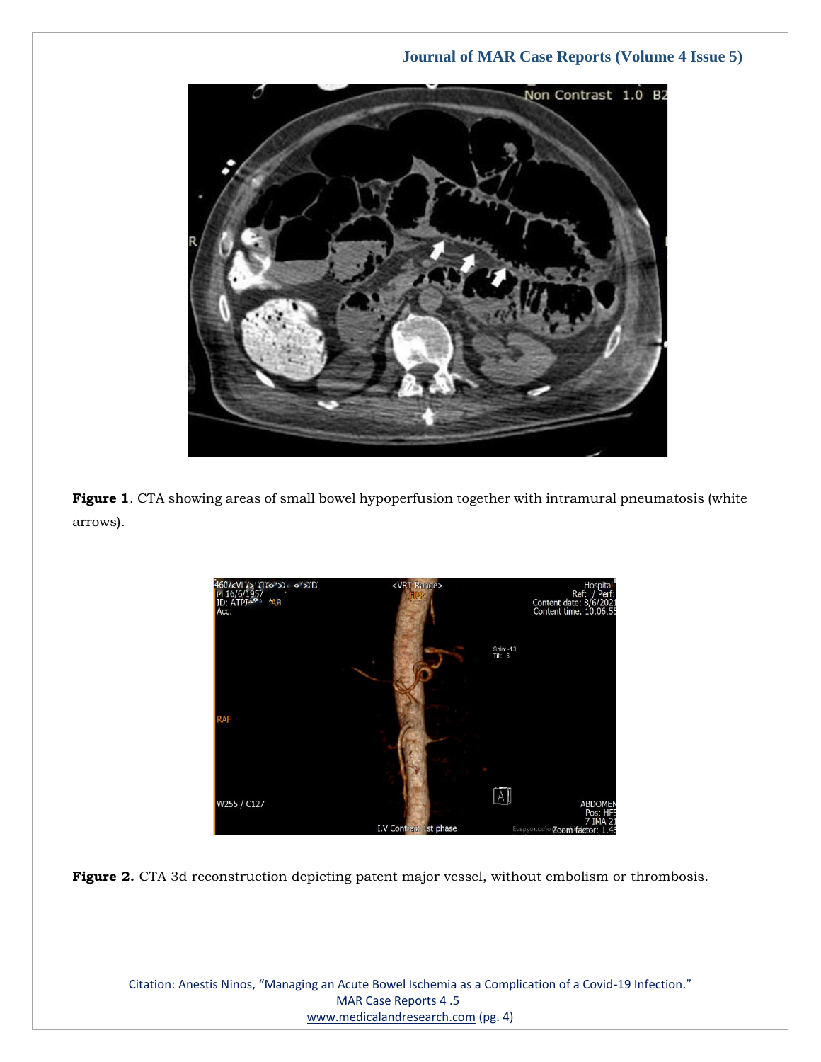**Figure 1**. CTA showing areas of small bowel hypoperfusion together with intramural pneumatosis (white arrows).

**Figure 2.** CTA 3d reconstruction depicting patent major vessel, without embolism or thrombosis.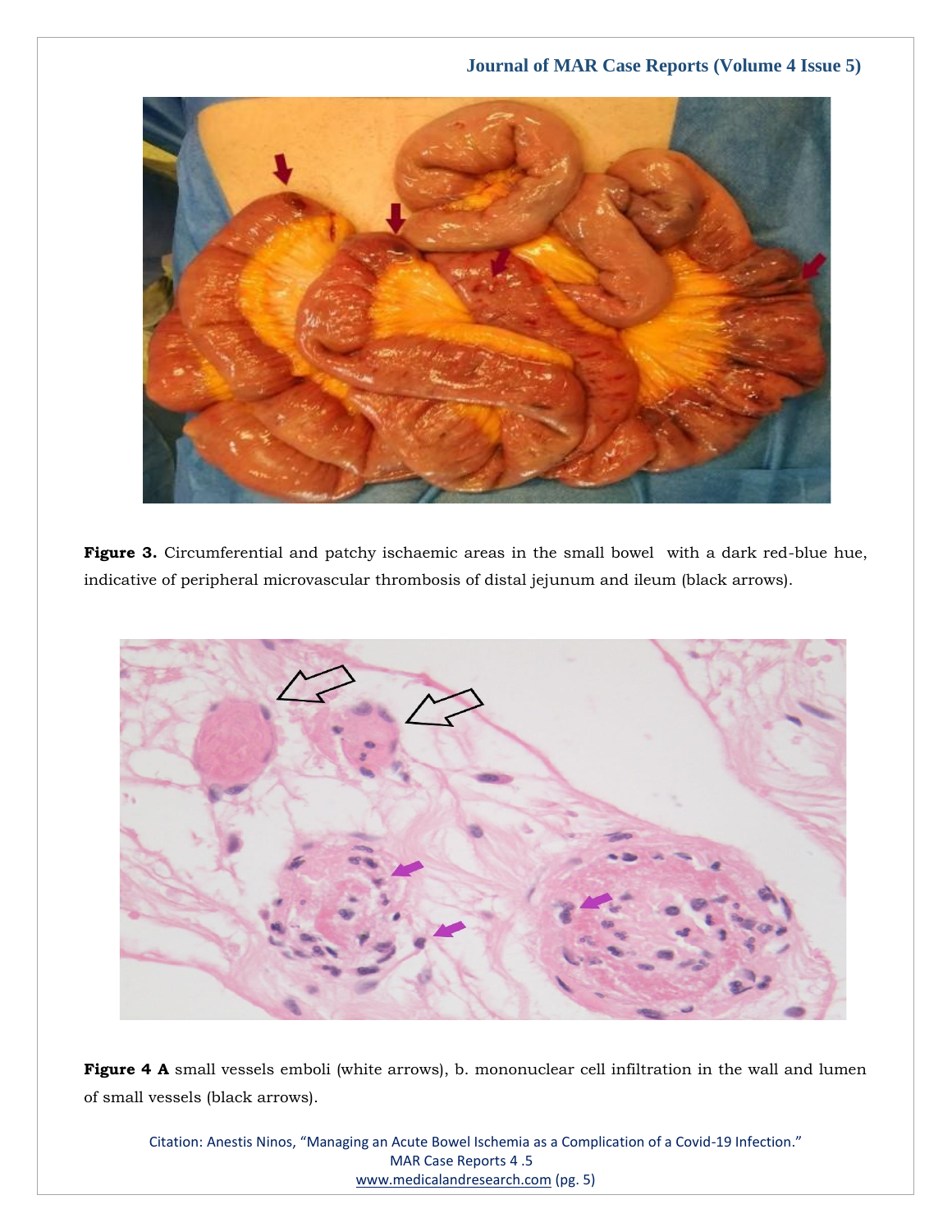**Figure 3.** Circumferential and patchy ischaemic areas in the small bowel with a dark red-blue hue, indicative of peripheral microvascular thrombosis of distal jejunum and ileum (black arrows).

**Figure 4 A** small vessels emboli (white arrows), b. mononuclear cell infiltration in the wall and lumen of small vessels (black arrows).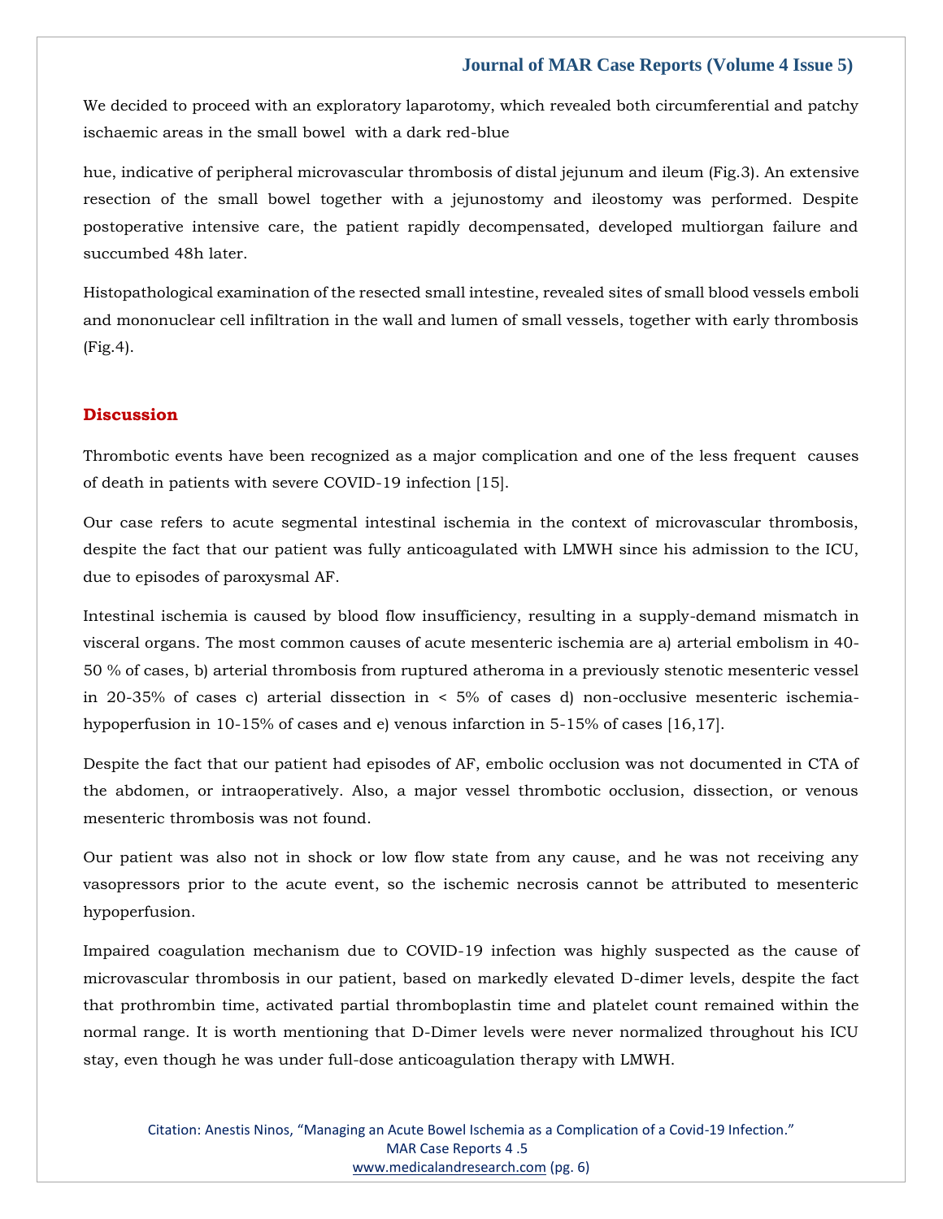We decided to proceed with an exploratory laparotomy, which revealed both circumferential and patchy ischaemic areas in the small bowel with a dark red-blue

hue, indicative of peripheral microvascular thrombosis of distal jejunum and ileum (Fig.3). An extensive resection of the small bowel together with a jejunostomy and ileostomy was performed. Despite postoperative intensive care, the patient rapidly decompensated, developed multiorgan failure and succumbed 48h later.

Histopathological examination of the resected small intestine, revealed sites of small blood vessels emboli and mononuclear cell infiltration in the wall and lumen of small vessels, together with early thrombosis (Fig.4).

## Discussion

Thrombotic events have been recognized as a major complication and one of the less frequent causes of death in patients with severe COVID-19 infection [15].

Our case refers to acute segmental intestinal ischemia in the context of microvascular thrombosis, despite the fact that our patient was fully anticoagulated with LMWH since his admission to the ICU, due to episodes of paroxysmal AF.

Intestinal ischemia is caused by blood flow insufficiency, resulting in a supply-demand mismatch in visceral organs. The most common causes of acute mesenteric ischemia are a) arterial embolism in 40-50 % of cases, b) arterial thrombosis from ruptured atheroma in a previously stenotic mesenteric vessel in 20-35% of cases c) arterial dissection in < 5% of cases d) non-occlusive mesenteric ischemia-hypoperfusion in 10-15% of cases and e) venous infarction in 5-15% of cases [16,17].

Despite the fact that our patient had episodes of AF, embolic occlusion was not documented in CTA of the abdomen, or intraoperatively. Also, a major vessel thrombotic occlusion, dissection, or venous mesenteric thrombosis was not found.

Our patient was also not in shock or low flow state from any cause, and he was not receiving any vasopressors prior to the acute event, so the ischemic necrosis cannot be attributed to mesenteric hypoperfusion.

Impaired coagulation mechanism due to COVID-19 infection was highly suspected as the cause of microvascular thrombosis in our patient, based on markedly elevated D-dimer levels, despite the fact that prothrombin time, activated partial thromboplastin time and platelet count remained within the normal range. It is worth mentioning that D-Dimer levels were never normalized throughout his ICU stay, even though he was under full-dose anticoagulation therapy with LMWH.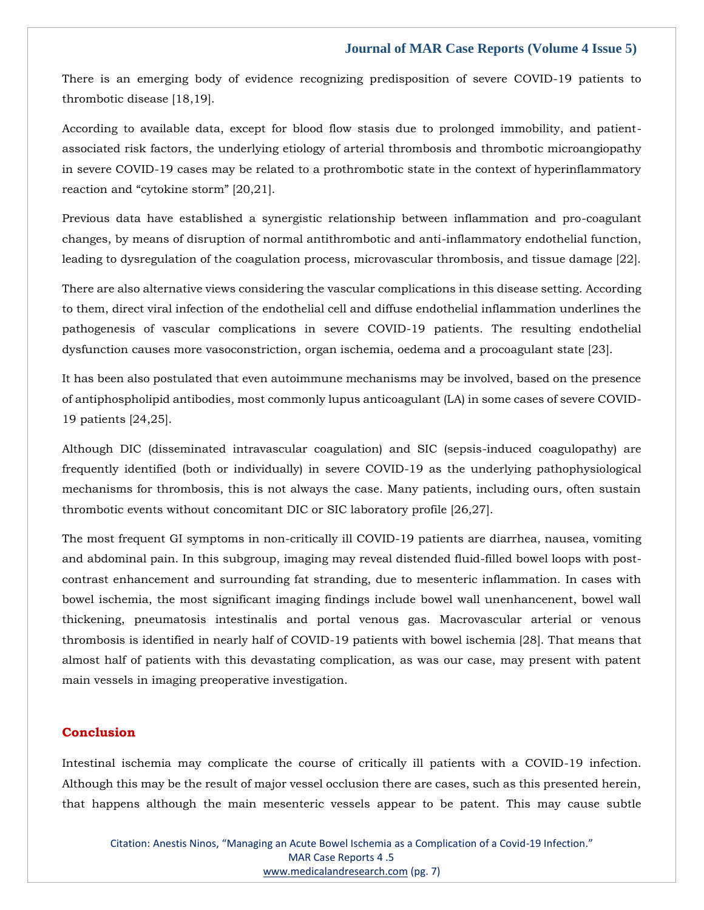There is an emerging body of evidence recognizing predisposition of severe COVID-19 patients to thrombotic disease [18,19].

According to available data, except for blood flow stasis due to prolonged immobility, and patient-associated risk factors, the underlying etiology of arterial thrombosis and thrombotic microangiopathy in severe COVID-19 cases may be related to a prothrombotic state in the context of hyperinflammatory reaction and “cytokine storm” [20,21].

Previous data have established a synergistic relationship between inflammation and pro-coagulant changes, by means of disruption of normal antithrombotic and anti-inflammatory endothelial function, leading to dysregulation of the coagulation process, microvascular thrombosis, and tissue damage [22].

There are also alternative views considering the vascular complications in this disease setting. According to them, direct viral infection of the endothelial cell and diffuse endothelial inflammation underlines the pathogenesis of vascular complications in severe COVID-19 patients. The resulting endothelial dysfunction causes more vasoconstriction, organ ischemia, oedema and a procoagulant state [23].

It has been also postulated that even autoimmune mechanisms may be involved, based on the presence of antiphospholipid antibodies, most commonly lupus anticoagulant (LA) in some cases of severe COVID-19 patients [24,25].

Although DIC (disseminated intravascular coagulation) and SIC (sepsis-induced coagulopathy) are frequently identified (both or individually) in severe COVID-19 as the underlying pathophysiological mechanisms for thrombosis, this is not always the case. Many patients, including ours, often sustain thrombotic events without concomitant DIC or SIC laboratory profile [26,27].

The most frequent GI symptoms in non-critically ill COVID-19 patients are diarrhea, nausea, vomiting and abdominal pain. In this subgroup, imaging may reveal distended fluid-filled bowel loops with post-contrast enhancement and surrounding fat stranding, due to mesenteric inflammation. In cases with bowel ischemia, the most significant imaging findings include bowel wall unenhancenent, bowel wall thickening, pneumatosis intestinalis and portal venous gas. Macrovascular arterial or venous thrombosis is identified in nearly half of COVID-19 patients with bowel ischemia [28]. That means that almost half of patients with this devastating complication, as was our case, may present with patent main vessels in imaging preoperative investigation.

## Conclusion

Intestinal ischemia may complicate the course of critically ill patients with a COVID-19 infection. Although this may be the result of major vessel occlusion there are cases, such as this presented herein, that happens although the main mesenteric vessels appear to be patent. This may cause subtle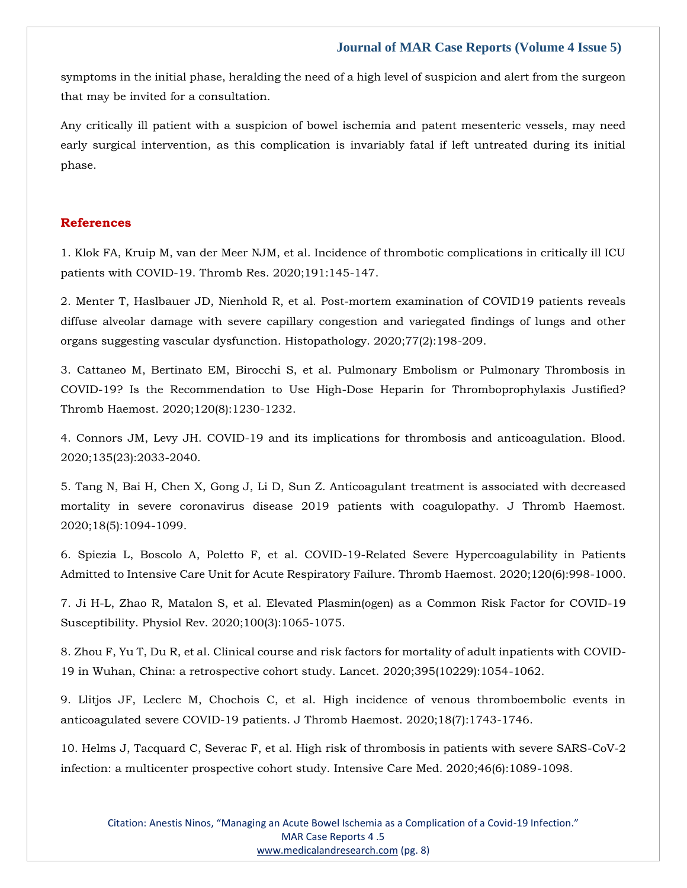symptoms in the initial phase, heralding the need of a high level of suspicion and alert from the surgeon that may be invited for a consultation.

Any critically ill patient with a suspicion of bowel ischemia and patent mesenteric vessels, may need early surgical intervention, as this complication is invariably fatal if left untreated during its initial phase.

## References

1. Klok FA, Kruip M, van der Meer NJM, et al. Incidence of thrombotic complications in critically ill ICU patients with COVID-19. Thromb Res. 2020;191:145-147.

2. Menter T, Haslbauer JD, Nienhold R, et al. Post-mortem examination of COVID19 patients reveals diffuse alveolar damage with severe capillary congestion and variegated findings of lungs and other organs suggesting vascular dysfunction. Histopathology. 2020;77(2):198-209.

3. Cattaneo M, Bertinato EM, Birocchi S, et al. Pulmonary Embolism or Pulmonary Thrombosis in COVID-19? Is the Recommendation to Use High-Dose Heparin for Thromboprophylaxis Justified? Thromb Haemost. 2020;120(8):1230-1232.

4. Connors JM, Levy JH. COVID-19 and its implications for thrombosis and anticoagulation. Blood. 2020;135(23):2033-2040.

5. Tang N, Bai H, Chen X, Gong J, Li D, Sun Z. Anticoagulant treatment is associated with decreased mortality in severe coronavirus disease 2019 patients with coagulopathy. J Thromb Haemost. 2020;18(5):1094-1099.

6. Spiezia L, Boscolo A, Poletto F, et al. COVID-19-Related Severe Hypercoagulability in Patients Admitted to Intensive Care Unit for Acute Respiratory Failure. Thromb Haemost. 2020;120(6):998-1000.

7. Ji H-L, Zhao R, Matalon S, et al. Elevated Plasmin(ogen) as a Common Risk Factor for COVID-19 Susceptibility. Physiol Rev. 2020;100(3):1065-1075.

8. Zhou F, Yu T, Du R, et al. Clinical course and risk factors for mortality of adult inpatients with COVID-19 in Wuhan, China: a retrospective cohort study. Lancet. 2020;395(10229):1054-1062.

9. Llitjos JF, Leclerc M, Chochois C, et al. High incidence of venous thromboembolic events in anticoagulated severe COVID-19 patients. J Thromb Haemost. 2020;18(7):1743-1746.

10. Helms J, Tacquard C, Severac F, et al. High risk of thrombosis in patients with severe SARS-CoV-2 infection: a multicenter prospective cohort study. Intensive Care Med. 2020;46(6):1089-1098.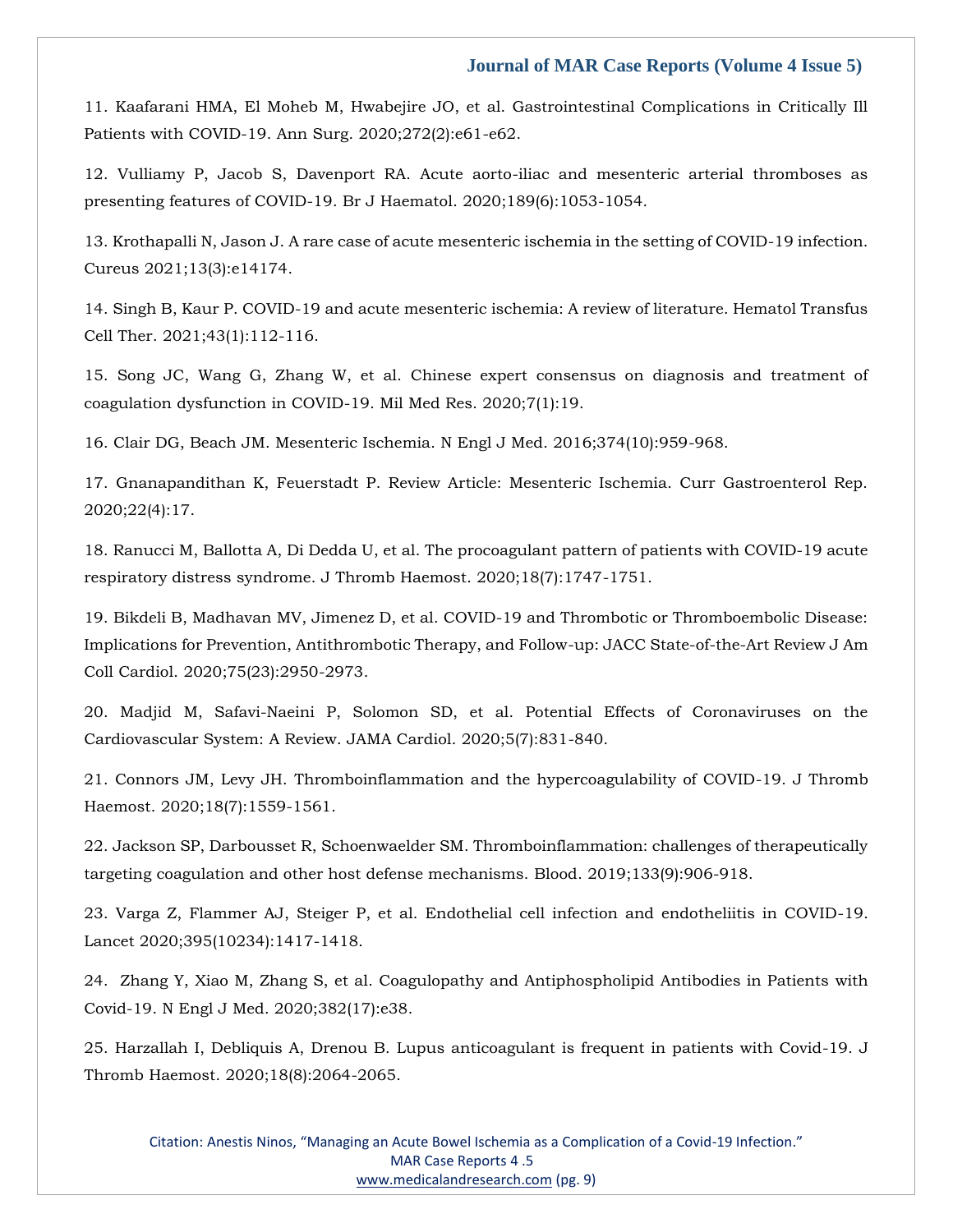11. Kaafarani HMA, El Moheb M, Hwabejire JO, et al. Gastrointestinal Complications in Critically Ill Patients with COVID-19. Ann Surg. 2020;272(2):e61-e62.

12. Vulliamy P, Jacob S, Davenport RA. Acute aorto-iliac and mesenteric arterial thromboses as presenting features of COVID-19. Br J Haematol. 2020;189(6):1053-1054.

13. Krothapalli N, Jason J. A rare case of acute mesenteric ischemia in the setting of COVID-19 infection. Cureus 2021;13(3):e14174.

14. Singh B, Kaur P. COVID-19 and acute mesenteric ischemia: A review of literature. Hematol Transfus Cell Ther. 2021;43(1):112-116.

15. Song JC, Wang G, Zhang W, et al. Chinese expert consensus on diagnosis and treatment of coagulation dysfunction in COVID-19. Mil Med Res. 2020;7(1):19.

16. Clair DG, Beach JM. Mesenteric Ischemia. N Engl J Med. 2016;374(10):959-968.

17. Gnanapandithan K, Feuerstadt P. Review Article: Mesenteric Ischemia. Curr Gastroenterol Rep. 2020;22(4):17.

18. Ranucci M, Ballotta A, Di Dedda U, et al. The procoagulant pattern of patients with COVID-19 acute respiratory distress syndrome. J Thromb Haemost. 2020;18(7):1747-1751.

19. Bikdeli B, Madhavan MV, Jimenez D, et al. COVID-19 and Thrombotic or Thromboembolic Disease: Implications for Prevention, Antithrombotic Therapy, and Follow-up: JACC State-of-the-Art Review J Am Coll Cardiol. 2020;75(23):2950-2973.

20. Madjid M, Safavi-Naeini P, Solomon SD, et al. Potential Effects of Coronaviruses on the Cardiovascular System: A Review. JAMA Cardiol. 2020;5(7):831-840.

21. Connors JM, Levy JH. Thromboinflammation and the hypercoagulability of COVID-19. J Thromb Haemost. 2020;18(7):1559-1561.

22. Jackson SP, Darbousset R, Schoenwaelder SM. Thromboinflammation: challenges of therapeutically targeting coagulation and other host defense mechanisms. Blood. 2019;133(9):906-918.

23. Varga Z, Flammer AJ, Steiger P, et al. Endothelial cell infection and endotheliitis in COVID-19. Lancet 2020;395(10234):1417-1418.

24. Zhang Y, Xiao M, Zhang S, et al. Coagulopathy and Antiphospholipid Antibodies in Patients with Covid-19. N Engl J Med. 2020;382(17):e38.

25. Harzallah I, Debliquis A, Drenou B. Lupus anticoagulant is frequent in patients with Covid-19. J Thromb Haemost. 2020;18(8):2064-2065.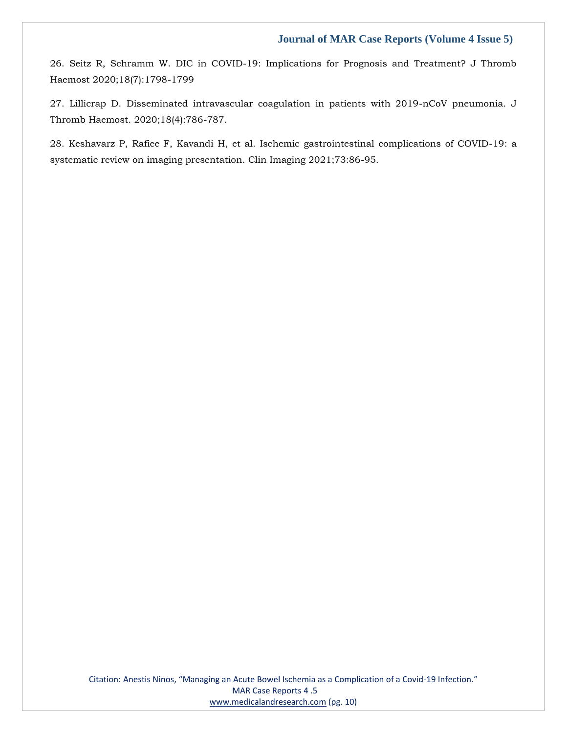26. Seitz R, Schramm W. DIC in COVID-19: Implications for Prognosis and Treatment? J Thromb Haemost 2020;18(7):1798-1799

27. Lillicrap D. Disseminated intravascular coagulation in patients with 2019-nCoV pneumonia. J Thromb Haemost. 2020;18(4):786-787.

28. Keshavarz P, Rafiee F, Kavandi H, et al. Ischemic gastrointestinal complications of COVID-19: a systematic review on imaging presentation. Clin Imaging 2021;73:86-95.